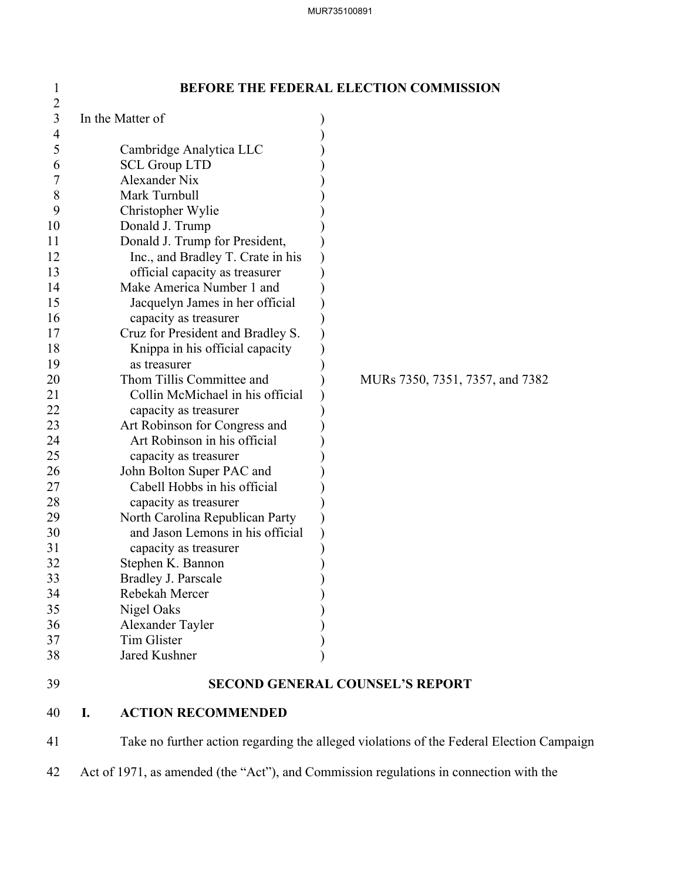# BEFORE THE FEDERAL ELECTION COMMISSION

In the Matter of

Cambridge Analytica LLC
SCL Group LTD
Alexander Nix
Mark Turnbull
Christopher Wylie
Donald J. Trump
Donald J. Trump for President, Inc., and Bradley T. Crate in his official capacity as treasurer
Make America Number 1 and Jacquelyn James in her official capacity as treasurer
Cruz for President and Bradley S. Knippa in his official capacity as treasurer
Thom Tillis Committee and Collin McMichael in his official capacity as treasurer
Art Robinson for Congress and Art Robinson in his official capacity as treasurer
John Bolton Super PAC and Cabell Hobbs in his official capacity as treasurer
North Carolina Republican Party and Jason Lemons in his official capacity as treasurer
Stephen K. Bannon
Bradley J. Parscale
Rebekah Mercer
Nigel Oaks
Alexander Tayler
Tim Glister
Jared Kushner

MURs 7350, 7351, 7357, and 7382

## SECOND GENERAL COUNSEL'S REPORT

### I. ACTION RECOMMENDED

Take no further action regarding the alleged violations of the Federal Election Campaign Act of 1971, as amended (the "Act"), and Commission regulations in connection with the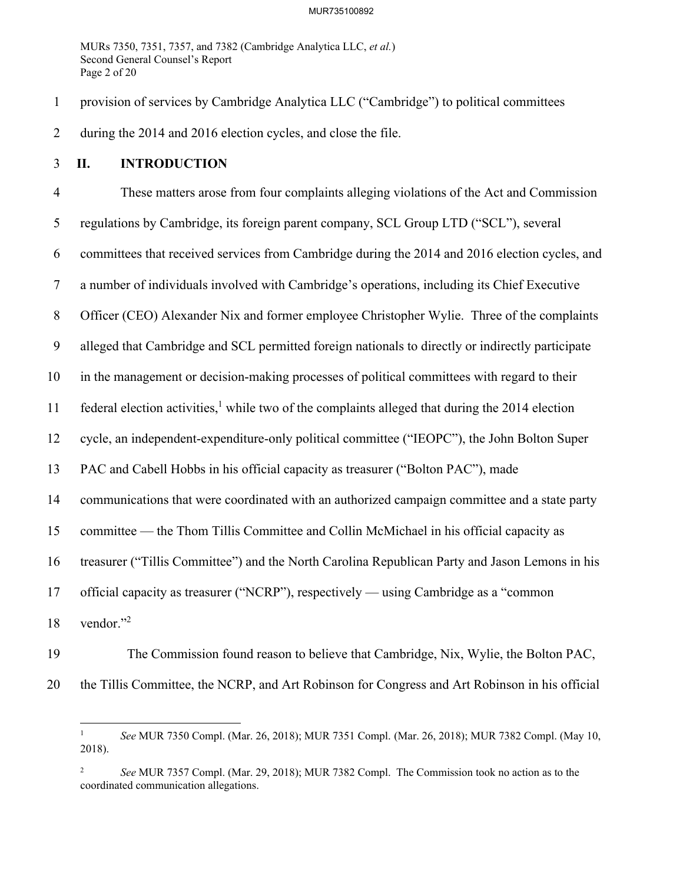provision of services by Cambridge Analytica LLC ("Cambridge") to political committees during the 2014 and 2016 election cycles, and close the file.

## II. INTRODUCTION

These matters arose from four complaints alleging violations of the Act and Commission regulations by Cambridge, its foreign parent company, SCL Group LTD ("SCL"), several committees that received services from Cambridge during the 2014 and 2016 election cycles, and a number of individuals involved with Cambridge's operations, including its Chief Executive Officer (CEO) Alexander Nix and former employee Christopher Wylie. Three of the complaints alleged that Cambridge and SCL permitted foreign nationals to directly or indirectly participate in the management or decision-making processes of political committees with regard to their federal election activities,[1] while two of the complaints alleged that during the 2014 election cycle, an independent-expenditure-only political committee ("IEOPC"), the John Bolton Super PAC and Cabell Hobbs in his official capacity as treasurer ("Bolton PAC"), made communications that were coordinated with an authorized campaign committee and a state party committee — the Thom Tillis Committee and Collin McMichael in his official capacity as treasurer ("Tillis Committee") and the North Carolina Republican Party and Jason Lemons in his official capacity as treasurer ("NCRP"), respectively — using Cambridge as a "common vendor."[2]

The Commission found reason to believe that Cambridge, Nix, Wylie, the Bolton PAC, the Tillis Committee, the NCRP, and Art Robinson for Congress and Art Robinson in his official

---

[1] *See* MUR 7350 Compl. (Mar. 26, 2018); MUR 7351 Compl. (Mar. 26, 2018); MUR 7382 Compl. (May 10, 2018).

[2] *See* MUR 7357 Compl. (Mar. 29, 2018); MUR 7382 Compl. The Commission took no action as to the coordinated communication allegations.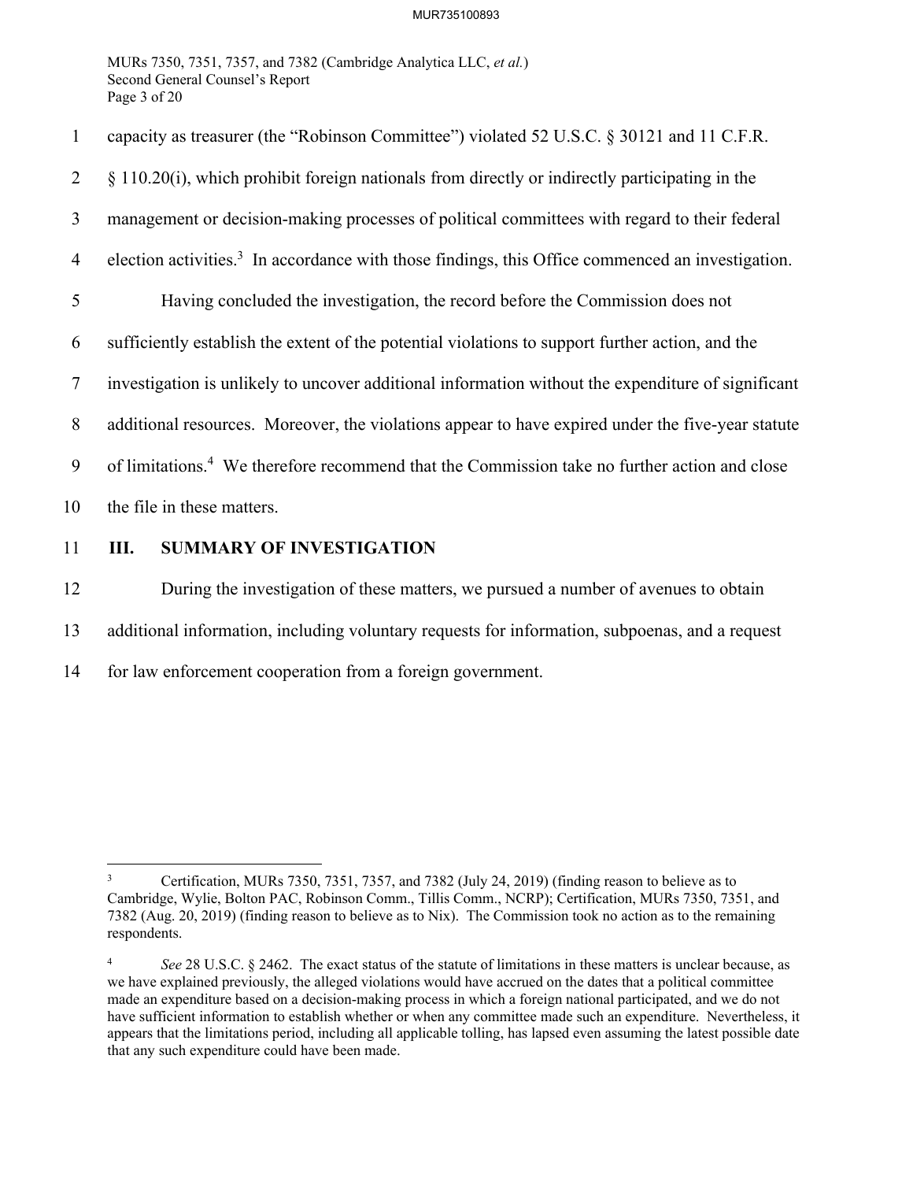capacity as treasurer (the "Robinson Committee") violated 52 U.S.C. § 30121 and 11 C.F.R. § 110.20(i), which prohibit foreign nationals from directly or indirectly participating in the management or decision-making processes of political committees with regard to their federal election activities.[3] In accordance with those findings, this Office commenced an investigation.

Having concluded the investigation, the record before the Commission does not sufficiently establish the extent of the potential violations to support further action, and the investigation is unlikely to uncover additional information without the expenditure of significant additional resources. Moreover, the violations appear to have expired under the five-year statute of limitations.[4] We therefore recommend that the Commission take no further action and close the file in these matters.

## III. SUMMARY OF INVESTIGATION

During the investigation of these matters, we pursued a number of avenues to obtain additional information, including voluntary requests for information, subpoenas, and a request for law enforcement cooperation from a foreign government.

---

[3] Certification, MURs 7350, 7351, 7357, and 7382 (July 24, 2019) (finding reason to believe as to Cambridge, Wylie, Bolton PAC, Robinson Comm., Tillis Comm., NCRP); Certification, MURs 7350, 7351, and 7382 (Aug. 20, 2019) (finding reason to believe as to Nix). The Commission took no action as to the remaining respondents.

[4] *See* 28 U.S.C. § 2462. The exact status of the statute of limitations in these matters is unclear because, as we have explained previously, the alleged violations would have accrued on the dates that a political committee made an expenditure based on a decision-making process in which a foreign national participated, and we do not have sufficient information to establish whether or when any committee made such an expenditure. Nevertheless, it appears that the limitations period, including all applicable tolling, has lapsed even assuming the latest possible date that any such expenditure could have been made.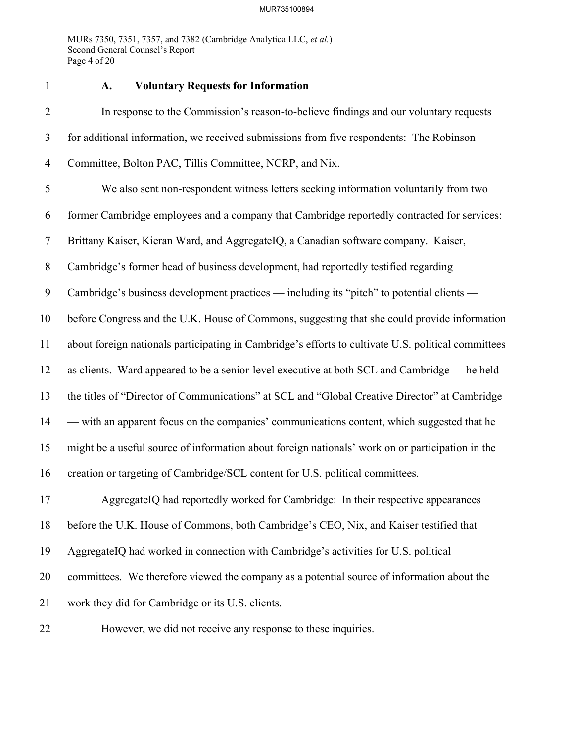### A. Voluntary Requests for Information

In response to the Commission's reason-to-believe findings and our voluntary requests for additional information, we received submissions from five respondents: The Robinson Committee, Bolton PAC, Tillis Committee, NCRP, and Nix.

We also sent non-respondent witness letters seeking information voluntarily from two former Cambridge employees and a company that Cambridge reportedly contracted for services: Brittany Kaiser, Kieran Ward, and AggregateIQ, a Canadian software company. Kaiser, Cambridge's former head of business development, had reportedly testified regarding Cambridge's business development practices — including its "pitch" to potential clients — before Congress and the U.K. House of Commons, suggesting that she could provide information about foreign nationals participating in Cambridge's efforts to cultivate U.S. political committees as clients. Ward appeared to be a senior-level executive at both SCL and Cambridge — he held the titles of "Director of Communications" at SCL and "Global Creative Director" at Cambridge — with an apparent focus on the companies' communications content, which suggested that he might be a useful source of information about foreign nationals' work on or participation in the creation or targeting of Cambridge/SCL content for U.S. political committees.

AggregateIQ had reportedly worked for Cambridge: In their respective appearances before the U.K. House of Commons, both Cambridge's CEO, Nix, and Kaiser testified that AggregateIQ had worked in connection with Cambridge's activities for U.S. political committees. We therefore viewed the company as a potential source of information about the work they did for Cambridge or its U.S. clients.

However, we did not receive any response to these inquiries.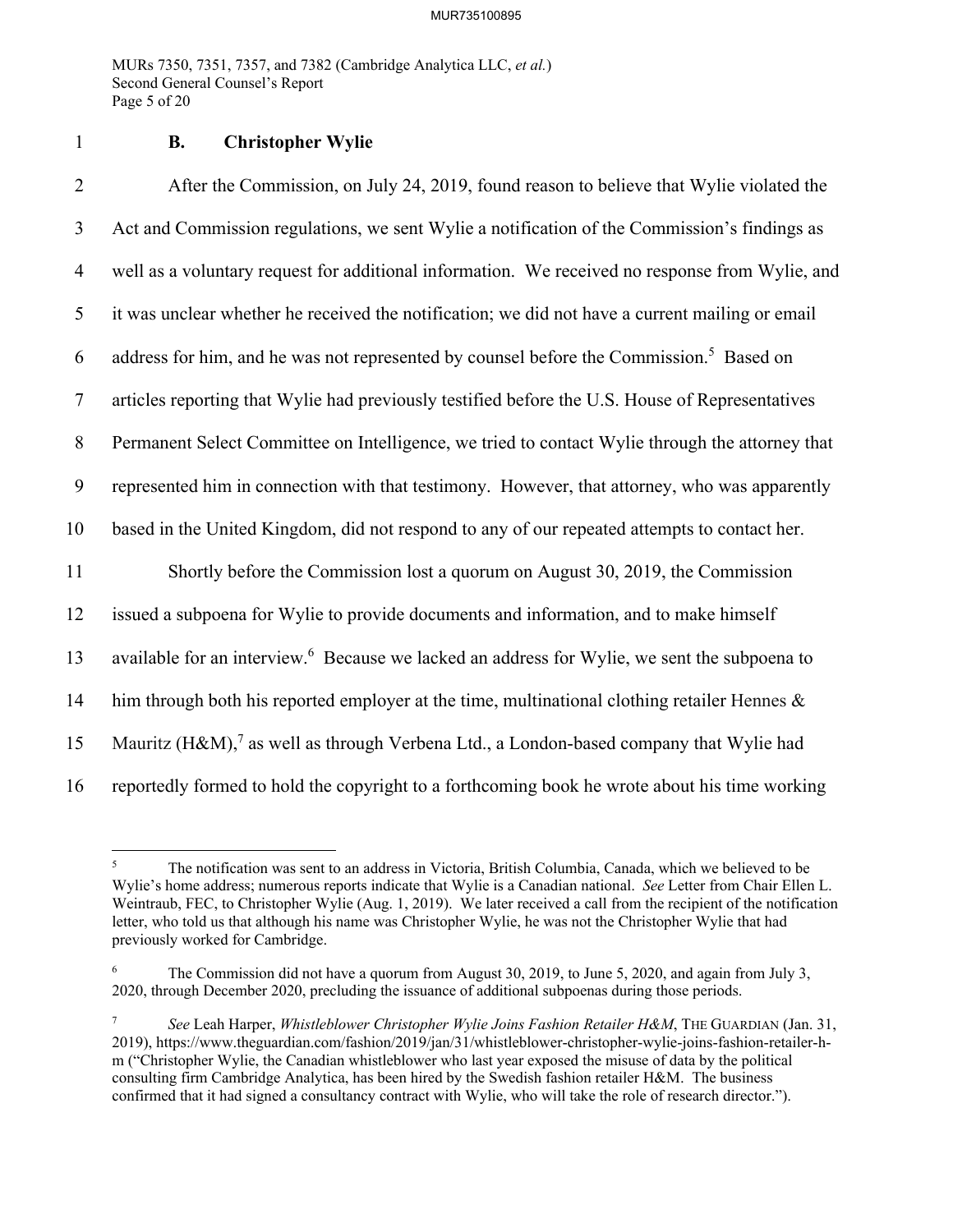### B. Christopher Wylie

After the Commission, on July 24, 2019, found reason to believe that Wylie violated the Act and Commission regulations, we sent Wylie a notification of the Commission's findings as well as a voluntary request for additional information. We received no response from Wylie, and it was unclear whether he received the notification; we did not have a current mailing or email address for him, and he was not represented by counsel before the Commission.[5] Based on articles reporting that Wylie had previously testified before the U.S. House of Representatives Permanent Select Committee on Intelligence, we tried to contact Wylie through the attorney that represented him in connection with that testimony. However, that attorney, who was apparently based in the United Kingdom, did not respond to any of our repeated attempts to contact her.

Shortly before the Commission lost a quorum on August 30, 2019, the Commission issued a subpoena for Wylie to provide documents and information, and to make himself available for an interview.[6] Because we lacked an address for Wylie, we sent the subpoena to him through both his reported employer at the time, multinational clothing retailer Hennes & Mauritz (H&M),[7] as well as through Verbena Ltd., a London-based company that Wylie had reportedly formed to hold the copyright to a forthcoming book he wrote about his time working

---

[5] The notification was sent to an address in Victoria, British Columbia, Canada, which we believed to be Wylie's home address; numerous reports indicate that Wylie is a Canadian national. *See* Letter from Chair Ellen L. Weintraub, FEC, to Christopher Wylie (Aug. 1, 2019). We later received a call from the recipient of the notification letter, who told us that although his name was Christopher Wylie, he was not the Christopher Wylie that had previously worked for Cambridge.

[6] The Commission did not have a quorum from August 30, 2019, to June 5, 2020, and again from July 3, 2020, through December 2020, precluding the issuance of additional subpoenas during those periods.

[7] *See* Leah Harper, *Whistleblower Christopher Wylie Joins Fashion Retailer H&M*, THE GUARDIAN (Jan. 31, 2019), https://www.theguardian.com/fashion/2019/jan/31/whistleblower-christopher-wylie-joins-fashion-retailer-h-m ("Christopher Wylie, the Canadian whistleblower who last year exposed the misuse of data by the political consulting firm Cambridge Analytica, has been hired by the Swedish fashion retailer H&M. The business confirmed that it had signed a consultancy contract with Wylie, who will take the role of research director.").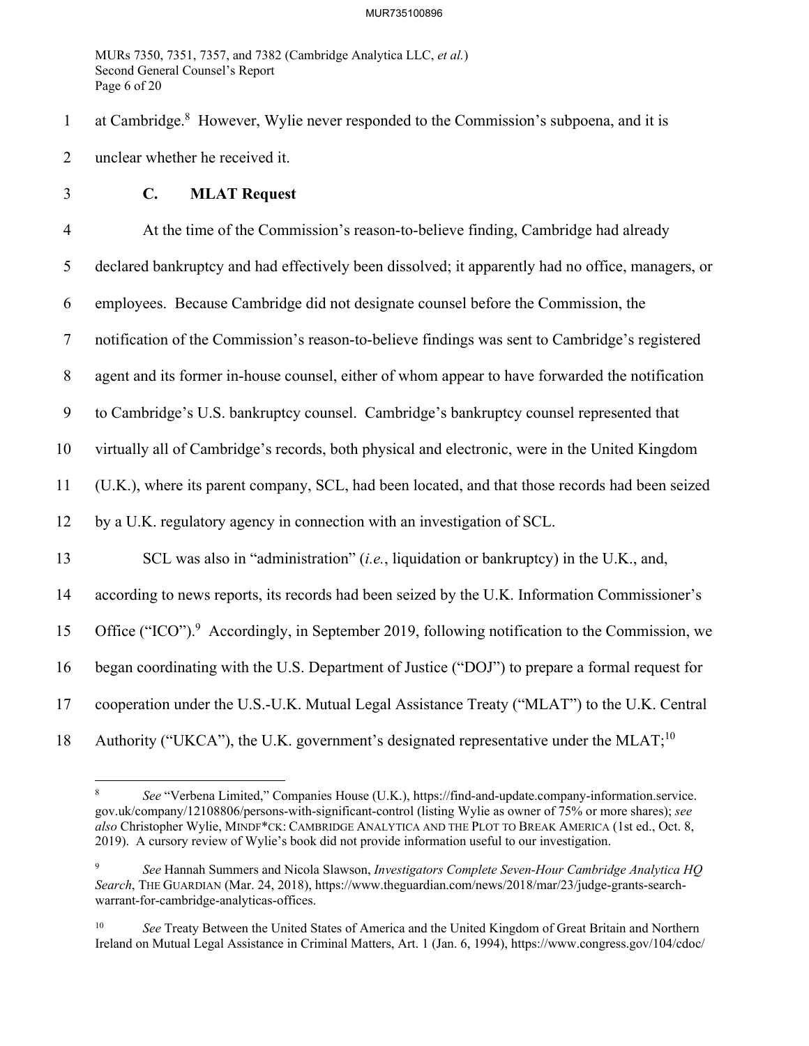at Cambridge.[8] However, Wylie never responded to the Commission's subpoena, and it is unclear whether he received it.

### C. MLAT Request

At the time of the Commission's reason-to-believe finding, Cambridge had already declared bankruptcy and had effectively been dissolved; it apparently had no office, managers, or employees. Because Cambridge did not designate counsel before the Commission, the notification of the Commission's reason-to-believe findings was sent to Cambridge's registered agent and its former in-house counsel, either of whom appear to have forwarded the notification to Cambridge's U.S. bankruptcy counsel. Cambridge's bankruptcy counsel represented that virtually all of Cambridge's records, both physical and electronic, were in the United Kingdom (U.K.), where its parent company, SCL, had been located, and that those records had been seized by a U.K. regulatory agency in connection with an investigation of SCL.

SCL was also in "administration" (*i.e.*, liquidation or bankruptcy) in the U.K., and, according to news reports, its records had been seized by the U.K. Information Commissioner's Office ("ICO").[9] Accordingly, in September 2019, following notification to the Commission, we began coordinating with the U.S. Department of Justice ("DOJ") to prepare a formal request for cooperation under the U.S.-U.K. Mutual Legal Assistance Treaty ("MLAT") to the U.K. Central Authority ("UKCA"), the U.K. government's designated representative under the MLAT;[10]

---

[8] *See* "Verbena Limited," Companies House (U.K.), https://find-and-update.company-information.service.gov.uk/company/12108806/persons-with-significant-control (listing Wylie as owner of 75% or more shares); *see also* Christopher Wylie, MINDF*CK: CAMBRIDGE ANALYTICA AND THE PLOT TO BREAK AMERICA (1st ed., Oct. 8, 2019). A cursory review of Wylie's book did not provide information useful to our investigation.

[9] *See* Hannah Summers and Nicola Slawson, *Investigators Complete Seven-Hour Cambridge Analytica HQ Search*, THE GUARDIAN (Mar. 24, 2018), https://www.theguardian.com/news/2018/mar/23/judge-grants-search-warrant-for-cambridge-analyticas-offices.

[10] *See* Treaty Between the United States of America and the United Kingdom of Great Britain and Northern Ireland on Mutual Legal Assistance in Criminal Matters, Art. 1 (Jan. 6, 1994), https://www.congress.gov/104/cdoc/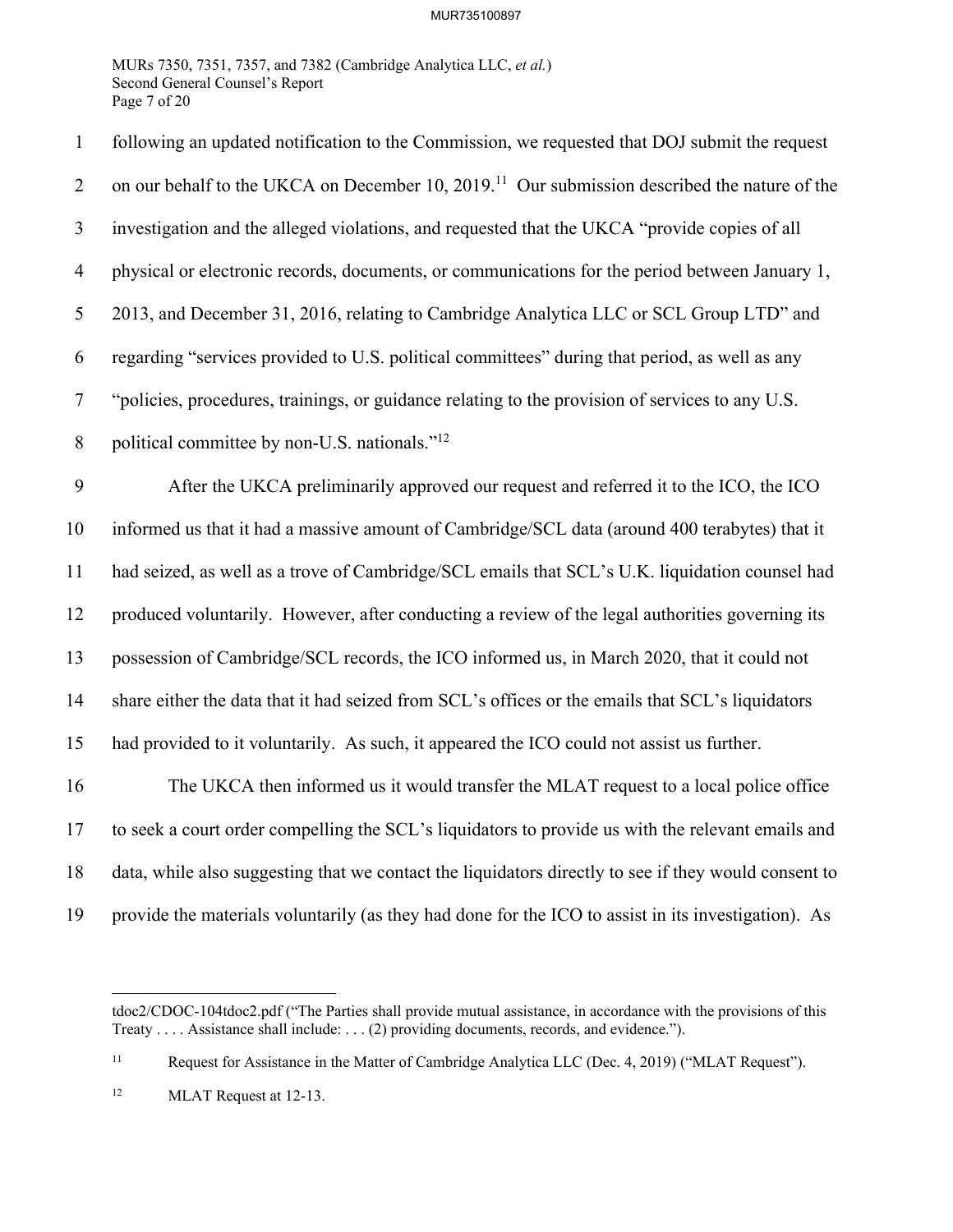following an updated notification to the Commission, we requested that DOJ submit the request on our behalf to the UKCA on December 10, 2019.[11] Our submission described the nature of the investigation and the alleged violations, and requested that the UKCA "provide copies of all physical or electronic records, documents, or communications for the period between January 1, 2013, and December 31, 2016, relating to Cambridge Analytica LLC or SCL Group LTD" and regarding "services provided to U.S. political committees" during that period, as well as any "policies, procedures, trainings, or guidance relating to the provision of services to any U.S. political committee by non-U.S. nationals."[12]

After the UKCA preliminarily approved our request and referred it to the ICO, the ICO informed us that it had a massive amount of Cambridge/SCL data (around 400 terabytes) that it had seized, as well as a trove of Cambridge/SCL emails that SCL's U.K. liquidation counsel had produced voluntarily. However, after conducting a review of the legal authorities governing its possession of Cambridge/SCL records, the ICO informed us, in March 2020, that it could not share either the data that it had seized from SCL's offices or the emails that SCL's liquidators had provided to it voluntarily. As such, it appeared the ICO could not assist us further.

The UKCA then informed us it would transfer the MLAT request to a local police office to seek a court order compelling the SCL's liquidators to provide us with the relevant emails and data, while also suggesting that we contact the liquidators directly to see if they would consent to provide the materials voluntarily (as they had done for the ICO to assist in its investigation). As

---

tdoc2/CDOC-104tdoc2.pdf ("The Parties shall provide mutual assistance, in accordance with the provisions of this Treaty . . . . Assistance shall include: . . . (2) providing documents, records, and evidence.").

[11] Request for Assistance in the Matter of Cambridge Analytica LLC (Dec. 4, 2019) ("MLAT Request").

[12] MLAT Request at 12-13.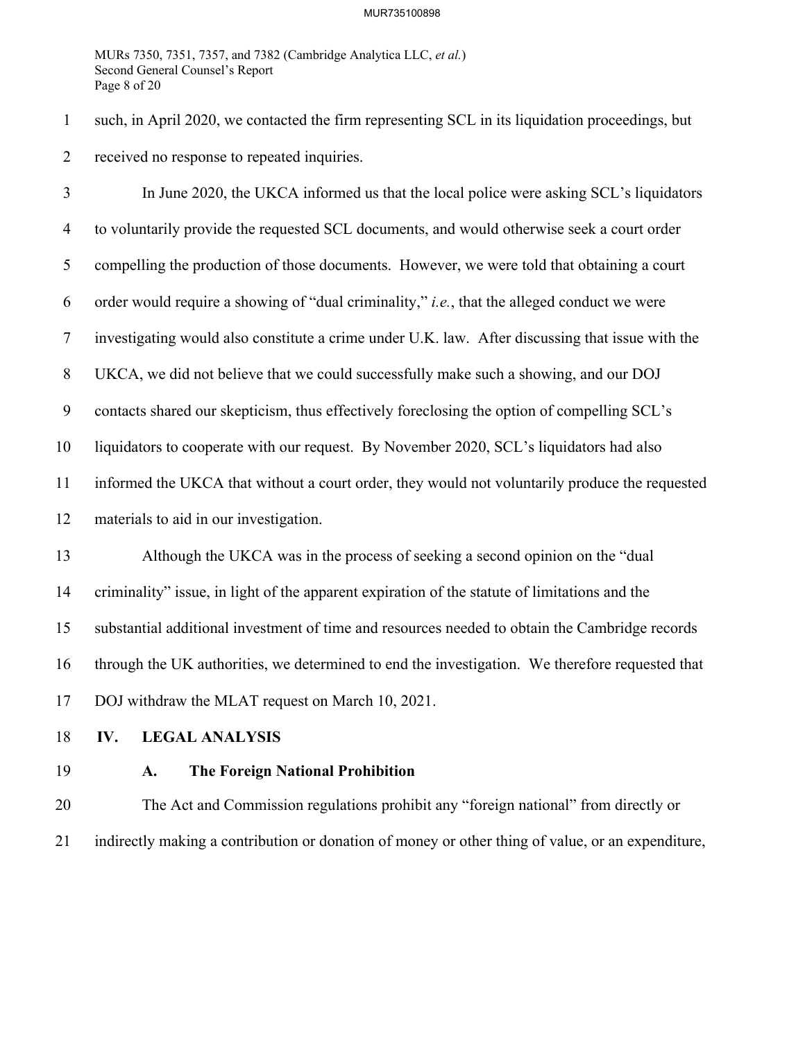such, in April 2020, we contacted the firm representing SCL in its liquidation proceedings, but received no response to repeated inquiries.

In June 2020, the UKCA informed us that the local police were asking SCL's liquidators to voluntarily provide the requested SCL documents, and would otherwise seek a court order compelling the production of those documents. However, we were told that obtaining a court order would require a showing of "dual criminality," *i.e.*, that the alleged conduct we were investigating would also constitute a crime under U.K. law. After discussing that issue with the UKCA, we did not believe that we could successfully make such a showing, and our DOJ contacts shared our skepticism, thus effectively foreclosing the option of compelling SCL's liquidators to cooperate with our request. By November 2020, SCL's liquidators had also informed the UKCA that without a court order, they would not voluntarily produce the requested materials to aid in our investigation.

Although the UKCA was in the process of seeking a second opinion on the "dual criminality" issue, in light of the apparent expiration of the statute of limitations and the substantial additional investment of time and resources needed to obtain the Cambridge records through the UK authorities, we determined to end the investigation. We therefore requested that DOJ withdraw the MLAT request on March 10, 2021.

## IV. LEGAL ANALYSIS

### A. The Foreign National Prohibition

The Act and Commission regulations prohibit any "foreign national" from directly or indirectly making a contribution or donation of money or other thing of value, or an expenditure,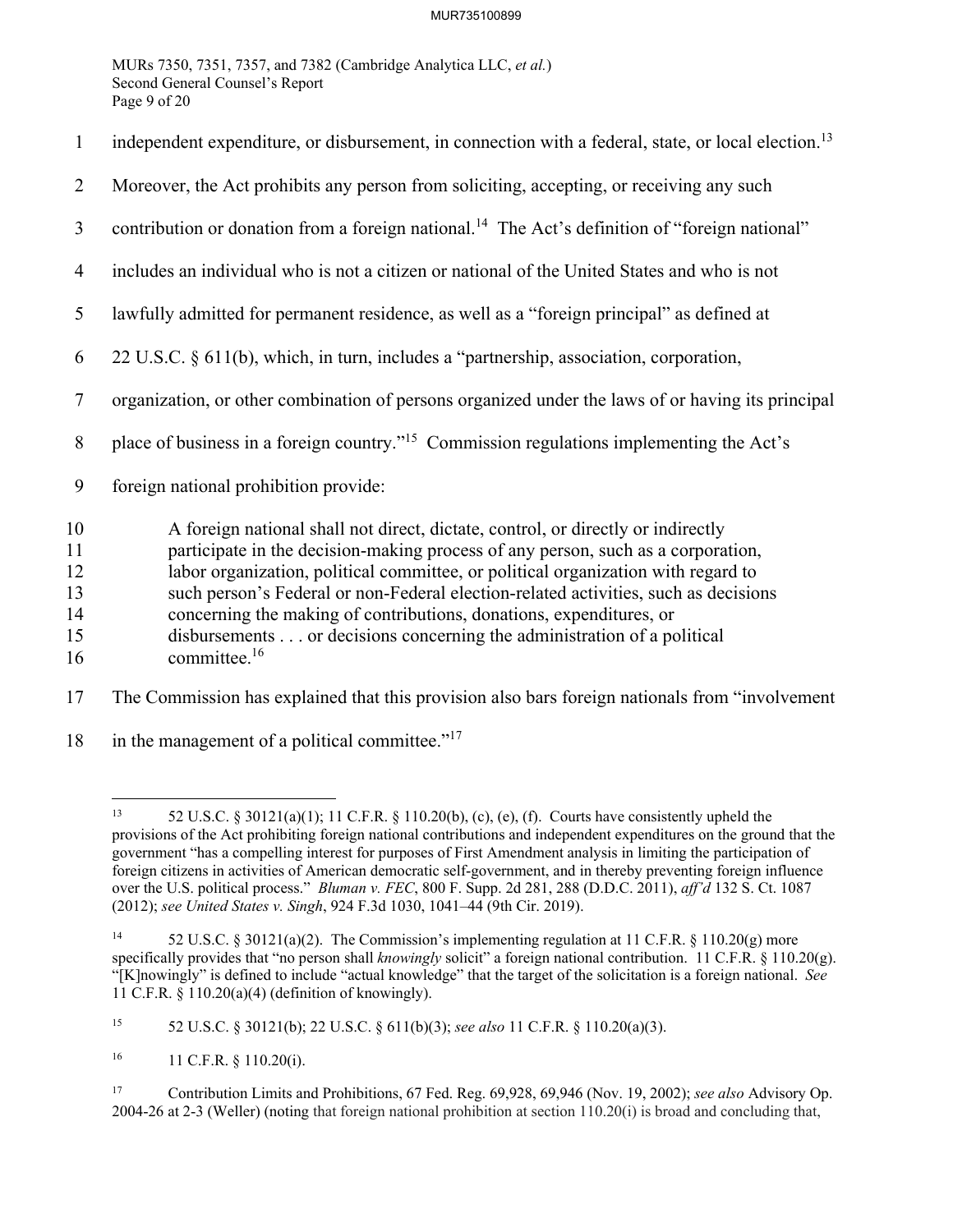independent expenditure, or disbursement, in connection with a federal, state, or local election.[13] Moreover, the Act prohibits any person from soliciting, accepting, or receiving any such contribution or donation from a foreign national.[14] The Act's definition of "foreign national" includes an individual who is not a citizen or national of the United States and who is not lawfully admitted for permanent residence, as well as a "foreign principal" as defined at 22 U.S.C. § 611(b), which, in turn, includes a "partnership, association, corporation, organization, or other combination of persons organized under the laws of or having its principal place of business in a foreign country."[15] Commission regulations implementing the Act's foreign national prohibition provide:

> A foreign national shall not direct, dictate, control, or directly or indirectly participate in the decision-making process of any person, such as a corporation, labor organization, political committee, or political organization with regard to such person's Federal or non-Federal election-related activities, such as decisions concerning the making of contributions, donations, expenditures, or disbursements . . . or decisions concerning the administration of a political committee.[16]

The Commission has explained that this provision also bars foreign nationals from "involvement in the management of a political committee."[17]

---

[13] 52 U.S.C. § 30121(a)(1); 11 C.F.R. § 110.20(b), (c), (e), (f). Courts have consistently upheld the provisions of the Act prohibiting foreign national contributions and independent expenditures on the ground that the government "has a compelling interest for purposes of First Amendment analysis in limiting the participation of foreign citizens in activities of American democratic self-government, and in thereby preventing foreign influence over the U.S. political process." *Bluman v. FEC*, 800 F. Supp. 2d 281, 288 (D.D.C. 2011), *aff'd* 132 S. Ct. 1087 (2012); *see United States v. Singh*, 924 F.3d 1030, 1041–44 (9th Cir. 2019).

[14] 52 U.S.C. § 30121(a)(2). The Commission's implementing regulation at 11 C.F.R. § 110.20(g) more specifically provides that "no person shall *knowingly* solicit" a foreign national contribution. 11 C.F.R. § 110.20(g). "[K]nowingly" is defined to include "actual knowledge" that the target of the solicitation is a foreign national. *See* 11 C.F.R. § 110.20(a)(4) (definition of knowingly).

[15] 52 U.S.C. § 30121(b); 22 U.S.C. § 611(b)(3); *see also* 11 C.F.R. § 110.20(a)(3).

[16] 11 C.F.R. § 110.20(i).

[17] Contribution Limits and Prohibitions, 67 Fed. Reg. 69,928, 69,946 (Nov. 19, 2002); *see also* Advisory Op. 2004-26 at 2-3 (Weller) (noting that foreign national prohibition at section 110.20(i) is broad and concluding that,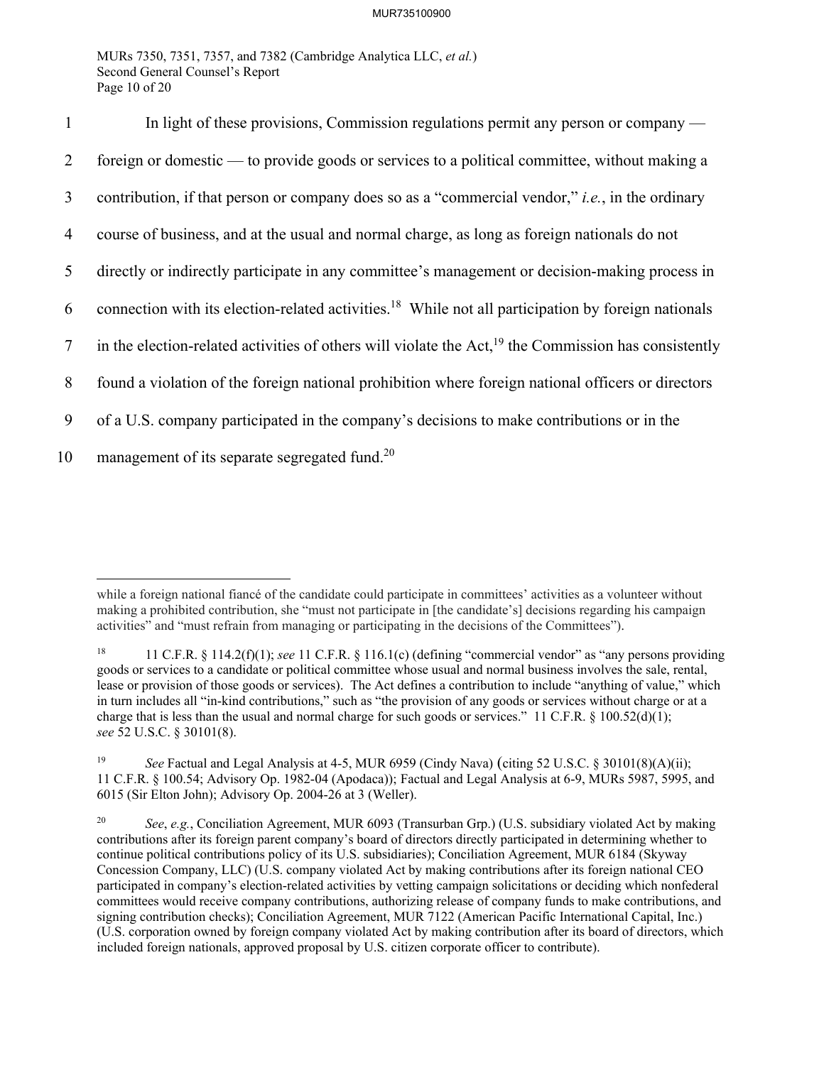In light of these provisions, Commission regulations permit any person or company — foreign or domestic — to provide goods or services to a political committee, without making a contribution, if that person or company does so as a "commercial vendor," *i.e.*, in the ordinary course of business, and at the usual and normal charge, as long as foreign nationals do not directly or indirectly participate in any committee's management or decision-making process in connection with its election-related activities.[18] While not all participation by foreign nationals in the election-related activities of others will violate the Act,[19] the Commission has consistently found a violation of the foreign national prohibition where foreign national officers or directors of a U.S. company participated in the company's decisions to make contributions or in the management of its separate segregated fund.[20]

---

while a foreign national fiancé of the candidate could participate in committees' activities as a volunteer without making a prohibited contribution, she "must not participate in [the candidate's] decisions regarding his campaign activities" and "must refrain from managing or participating in the decisions of the Committees").

[18] 11 C.F.R. § 114.2(f)(1); *see* 11 C.F.R. § 116.1(c) (defining "commercial vendor" as "any persons providing goods or services to a candidate or political committee whose usual and normal business involves the sale, rental, lease or provision of those goods or services). The Act defines a contribution to include "anything of value," which in turn includes all "in-kind contributions," such as "the provision of any goods or services without charge or at a charge that is less than the usual and normal charge for such goods or services." 11 C.F.R. § 100.52(d)(1); *see* 52 U.S.C. § 30101(8).

[19] *See* Factual and Legal Analysis at 4-5, MUR 6959 (Cindy Nava) (citing 52 U.S.C. § 30101(8)(A)(ii); 11 C.F.R. § 100.54; Advisory Op. 1982-04 (Apodaca)); Factual and Legal Analysis at 6-9, MURs 5987, 5995, and 6015 (Sir Elton John); Advisory Op. 2004-26 at 3 (Weller).

[20] *See*, *e.g.*, Conciliation Agreement, MUR 6093 (Transurban Grp.) (U.S. subsidiary violated Act by making contributions after its foreign parent company's board of directors directly participated in determining whether to continue political contributions policy of its U.S. subsidiaries); Conciliation Agreement, MUR 6184 (Skyway Concession Company, LLC) (U.S. company violated Act by making contributions after its foreign national CEO participated in company's election-related activities by vetting campaign solicitations or deciding which nonfederal committees would receive company contributions, authorizing release of company funds to make contributions, and signing contribution checks); Conciliation Agreement, MUR 7122 (American Pacific International Capital, Inc.) (U.S. corporation owned by foreign company violated Act by making contribution after its board of directors, which included foreign nationals, approved proposal by U.S. citizen corporate officer to contribute).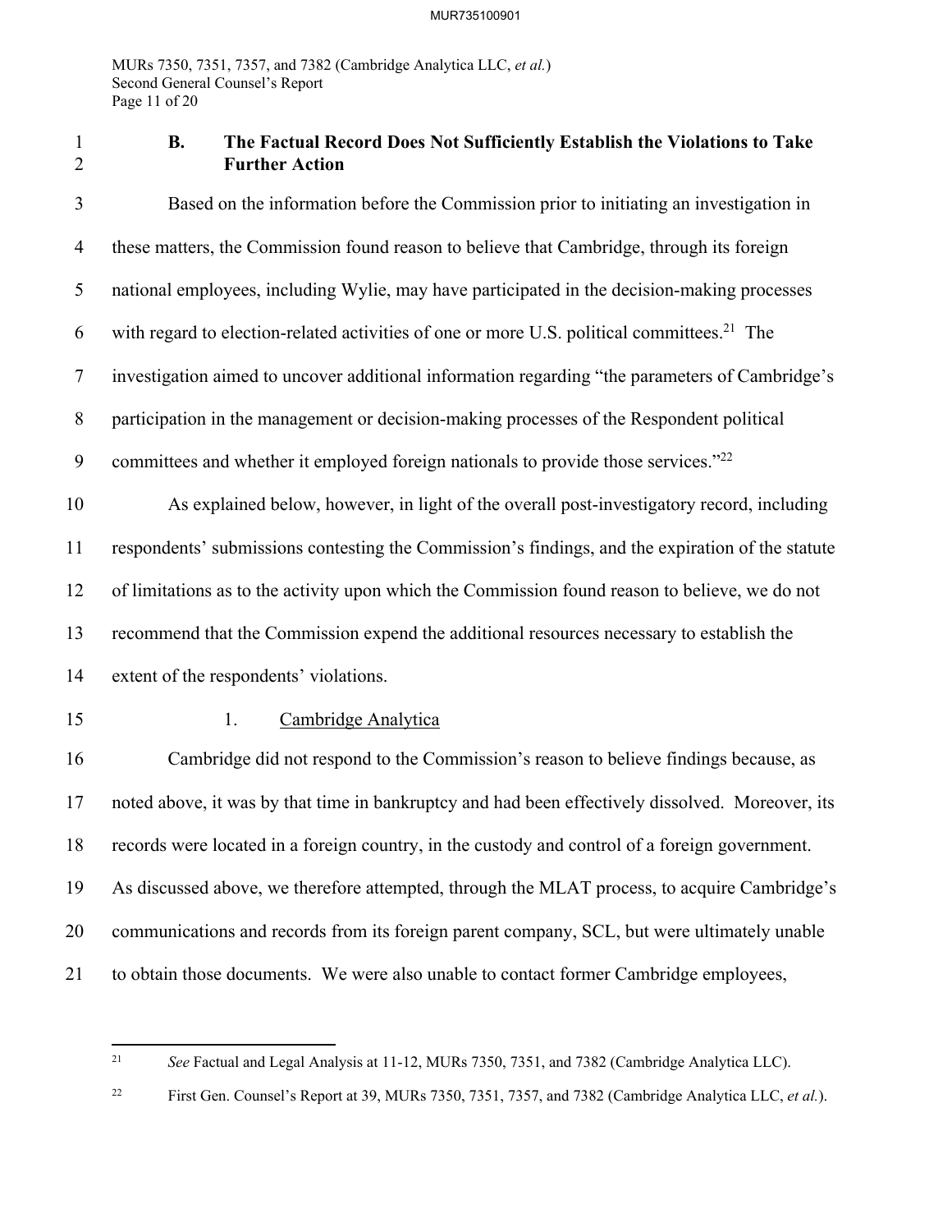### B. The Factual Record Does Not Sufficiently Establish the Violations to Take Further Action

Based on the information before the Commission prior to initiating an investigation in these matters, the Commission found reason to believe that Cambridge, through its foreign national employees, including Wylie, may have participated in the decision-making processes with regard to election-related activities of one or more U.S. political committees.[21] The investigation aimed to uncover additional information regarding "the parameters of Cambridge's participation in the management or decision-making processes of the Respondent political committees and whether it employed foreign nationals to provide those services."[22]

As explained below, however, in light of the overall post-investigatory record, including respondents' submissions contesting the Commission's findings, and the expiration of the statute of limitations as to the activity upon which the Commission found reason to believe, we do not recommend that the Commission expend the additional resources necessary to establish the extent of the respondents' violations.

#### 1. Cambridge Analytica

Cambridge did not respond to the Commission's reason to believe findings because, as noted above, it was by that time in bankruptcy and had been effectively dissolved. Moreover, its records were located in a foreign country, in the custody and control of a foreign government. As discussed above, we therefore attempted, through the MLAT process, to acquire Cambridge's communications and records from its foreign parent company, SCL, but were ultimately unable to obtain those documents. We were also unable to contact former Cambridge employees,

---

[21] *See* Factual and Legal Analysis at 11-12, MURs 7350, 7351, and 7382 (Cambridge Analytica LLC).

[22] First Gen. Counsel's Report at 39, MURs 7350, 7351, 7357, and 7382 (Cambridge Analytica LLC, *et al.*).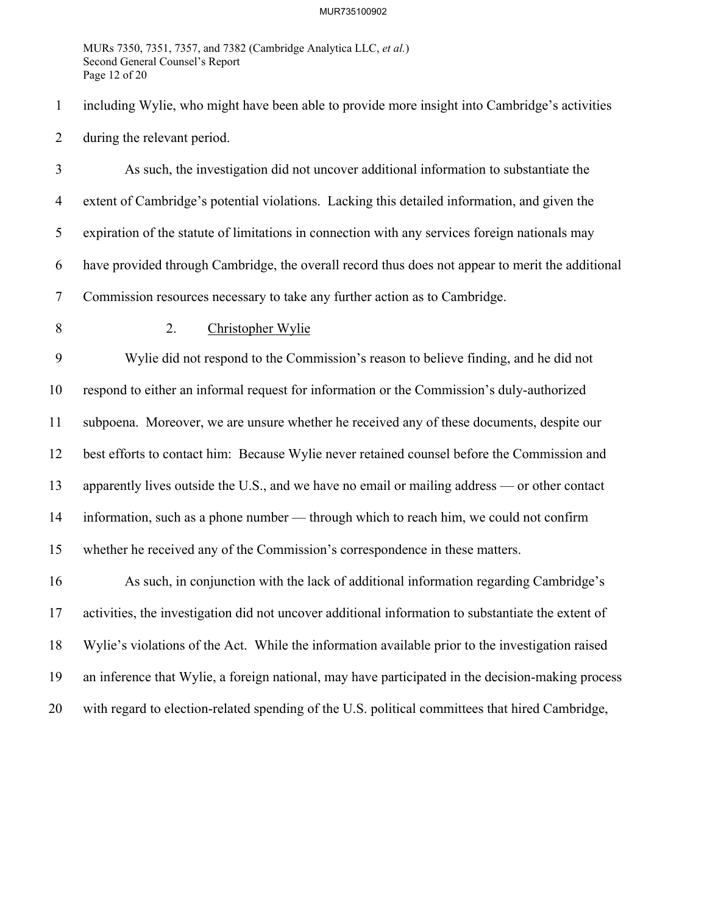including Wylie, who might have been able to provide more insight into Cambridge's activities during the relevant period.

As such, the investigation did not uncover additional information to substantiate the extent of Cambridge's potential violations. Lacking this detailed information, and given the expiration of the statute of limitations in connection with any services foreign nationals may have provided through Cambridge, the overall record thus does not appear to merit the additional Commission resources necessary to take any further action as to Cambridge.

### 2. Christopher Wylie

Wylie did not respond to the Commission's reason to believe finding, and he did not respond to either an informal request for information or the Commission's duly-authorized subpoena. Moreover, we are unsure whether he received any of these documents, despite our best efforts to contact him: Because Wylie never retained counsel before the Commission and apparently lives outside the U.S., and we have no email or mailing address — or other contact information, such as a phone number — through which to reach him, we could not confirm whether he received any of the Commission's correspondence in these matters.

As such, in conjunction with the lack of additional information regarding Cambridge's activities, the investigation did not uncover additional information to substantiate the extent of Wylie's violations of the Act. While the information available prior to the investigation raised an inference that Wylie, a foreign national, may have participated in the decision-making process with regard to election-related spending of the U.S. political committees that hired Cambridge,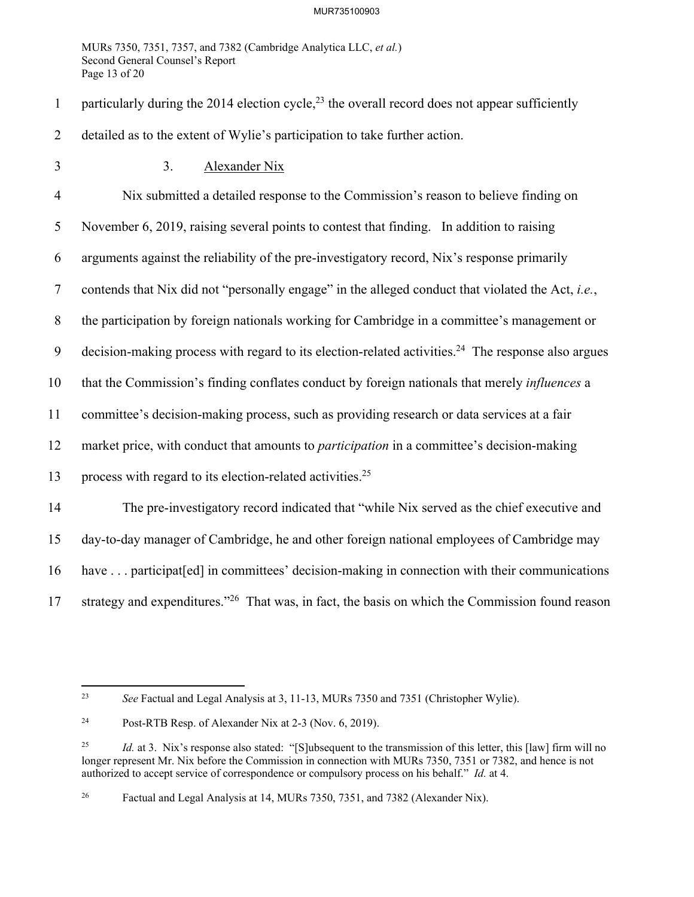particularly during the 2014 election cycle,[23] the overall record does not appear sufficiently detailed as to the extent of Wylie's participation to take further action.

### 3. Alexander Nix

Nix submitted a detailed response to the Commission's reason to believe finding on November 6, 2019, raising several points to contest that finding. In addition to raising arguments against the reliability of the pre-investigatory record, Nix's response primarily contends that Nix did not "personally engage" in the alleged conduct that violated the Act, *i.e.*, the participation by foreign nationals working for Cambridge in a committee's management or decision-making process with regard to its election-related activities.[24] The response also argues that the Commission's finding conflates conduct by foreign nationals that merely *influences* a committee's decision-making process, such as providing research or data services at a fair market price, with conduct that amounts to *participation* in a committee's decision-making process with regard to its election-related activities.[25]

The pre-investigatory record indicated that "while Nix served as the chief executive and day-to-day manager of Cambridge, he and other foreign national employees of Cambridge may have . . . participat[ed] in committees' decision-making in connection with their communications strategy and expenditures."[26] That was, in fact, the basis on which the Commission found reason

---

[23] *See* Factual and Legal Analysis at 3, 11-13, MURs 7350 and 7351 (Christopher Wylie).

[24] Post-RTB Resp. of Alexander Nix at 2-3 (Nov. 6, 2019).

[25] *Id.* at 3. Nix's response also stated: "[S]ubsequent to the transmission of this letter, this [law] firm will no longer represent Mr. Nix before the Commission in connection with MURs 7350, 7351 or 7382, and hence is not authorized to accept service of correspondence or compulsory process on his behalf." *Id.* at 4.

[26] Factual and Legal Analysis at 14, MURs 7350, 7351, and 7382 (Alexander Nix).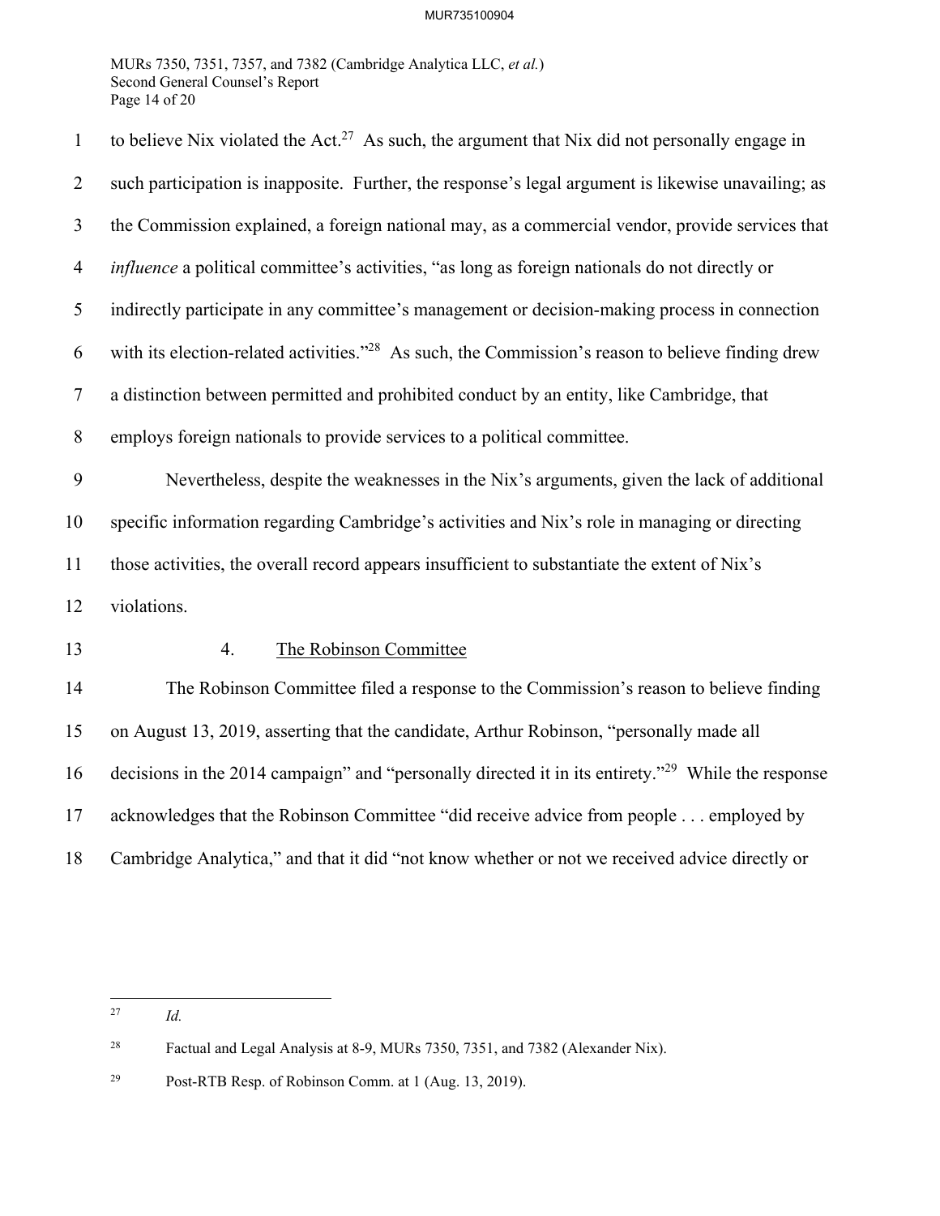to believe Nix violated the Act.[27] As such, the argument that Nix did not personally engage in such participation is inapposite. Further, the response's legal argument is likewise unavailing; as the Commission explained, a foreign national may, as a commercial vendor, provide services that *influence* a political committee's activities, "as long as foreign nationals do not directly or indirectly participate in any committee's management or decision-making process in connection with its election-related activities."[28] As such, the Commission's reason to believe finding drew a distinction between permitted and prohibited conduct by an entity, like Cambridge, that employs foreign nationals to provide services to a political committee.

Nevertheless, despite the weaknesses in the Nix's arguments, given the lack of additional specific information regarding Cambridge's activities and Nix's role in managing or directing those activities, the overall record appears insufficient to substantiate the extent of Nix's violations.

4. <u>The Robinson Committee</u>

The Robinson Committee filed a response to the Commission's reason to believe finding on August 13, 2019, asserting that the candidate, Arthur Robinson, "personally made all decisions in the 2014 campaign" and "personally directed it in its entirety."[29] While the response acknowledges that the Robinson Committee "did receive advice from people . . . employed by Cambridge Analytica," and that it did "not know whether or not we received advice directly or

---

[27] *Id.*

[28] Factual and Legal Analysis at 8-9, MURs 7350, 7351, and 7382 (Alexander Nix).

[29] Post-RTB Resp. of Robinson Comm. at 1 (Aug. 13, 2019).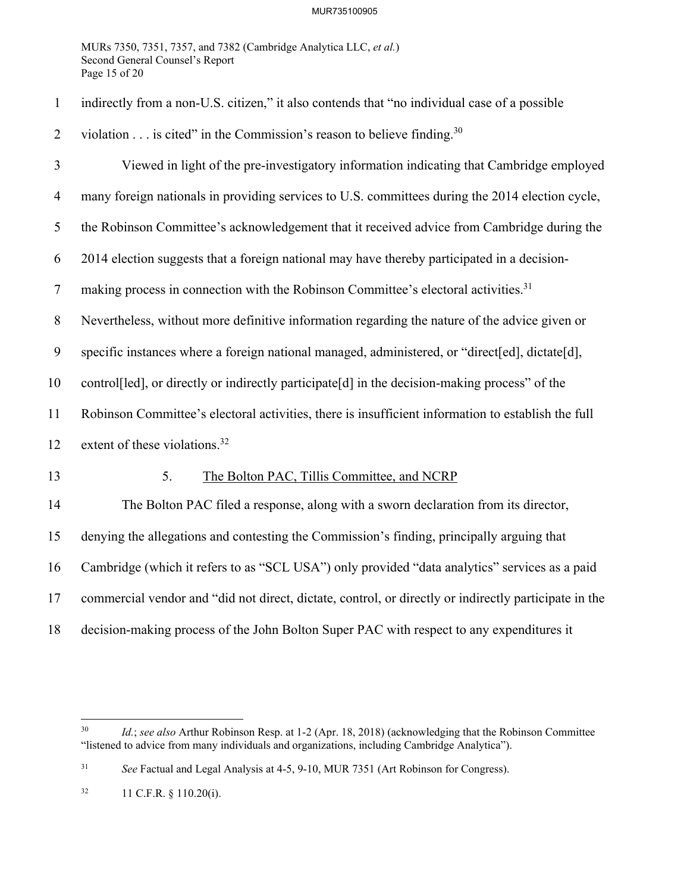indirectly from a non-U.S. citizen," it also contends that "no individual case of a possible violation . . . is cited" in the Commission's reason to believe finding.[30]

Viewed in light of the pre-investigatory information indicating that Cambridge employed many foreign nationals in providing services to U.S. committees during the 2014 election cycle, the Robinson Committee's acknowledgement that it received advice from Cambridge during the 2014 election suggests that a foreign national may have thereby participated in a decision-making process in connection with the Robinson Committee's electoral activities.[31] Nevertheless, without more definitive information regarding the nature of the advice given or specific instances where a foreign national managed, administered, or "direct[ed], dictate[d], control[led], or directly or indirectly participate[d] in the decision-making process" of the Robinson Committee's electoral activities, there is insufficient information to establish the full extent of these violations.[32]

5. <u>The Bolton PAC, Tillis Committee, and NCRP</u>

The Bolton PAC filed a response, along with a sworn declaration from its director, denying the allegations and contesting the Commission's finding, principally arguing that Cambridge (which it refers to as "SCL USA") only provided "data analytics" services as a paid commercial vendor and "did not direct, dictate, control, or directly or indirectly participate in the decision-making process of the John Bolton Super PAC with respect to any expenditures it

---

[30] *Id.*; *see also* Arthur Robinson Resp. at 1-2 (Apr. 18, 2018) (acknowledging that the Robinson Committee "listened to advice from many individuals and organizations, including Cambridge Analytica").

[31] *See* Factual and Legal Analysis at 4-5, 9-10, MUR 7351 (Art Robinson for Congress).

[32] 11 C.F.R. § 110.20(i).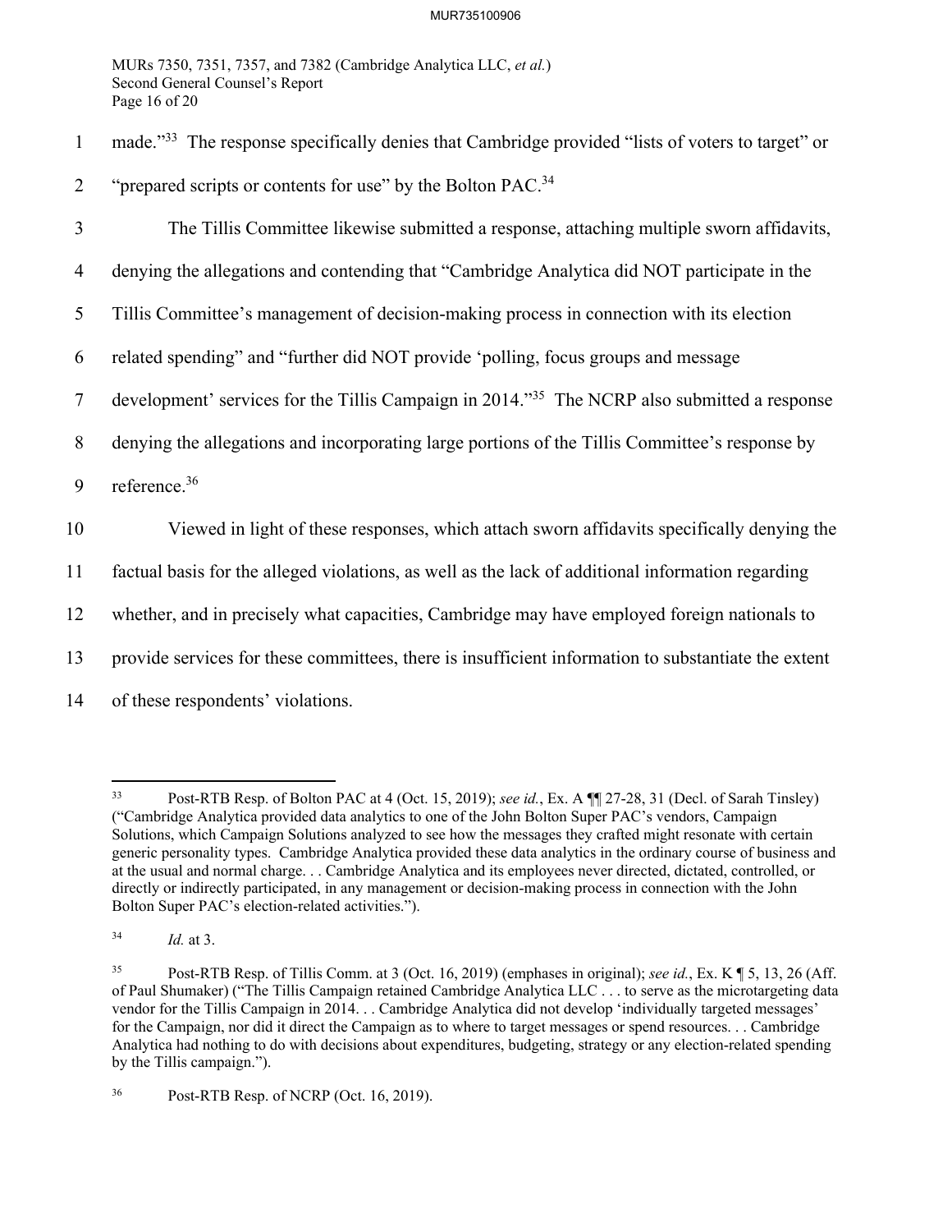made."[33] The response specifically denies that Cambridge provided "lists of voters to target" or "prepared scripts or contents for use" by the Bolton PAC.[34]

The Tillis Committee likewise submitted a response, attaching multiple sworn affidavits, denying the allegations and contending that "Cambridge Analytica did NOT participate in the Tillis Committee's management of decision-making process in connection with its election related spending" and "further did NOT provide 'polling, focus groups and message development' services for the Tillis Campaign in 2014."[35] The NCRP also submitted a response denying the allegations and incorporating large portions of the Tillis Committee's response by reference.[36]

Viewed in light of these responses, which attach sworn affidavits specifically denying the factual basis for the alleged violations, as well as the lack of additional information regarding whether, and in precisely what capacities, Cambridge may have employed foreign nationals to provide services for these committees, there is insufficient information to substantiate the extent of these respondents' violations.

---

[33] Post-RTB Resp. of Bolton PAC at 4 (Oct. 15, 2019); *see id.*, Ex. A ¶¶ 27-28, 31 (Decl. of Sarah Tinsley) ("Cambridge Analytica provided data analytics to one of the John Bolton Super PAC's vendors, Campaign Solutions, which Campaign Solutions analyzed to see how the messages they crafted might resonate with certain generic personality types. Cambridge Analytica provided these data analytics in the ordinary course of business and at the usual and normal charge. . . Cambridge Analytica and its employees never directed, dictated, controlled, or directly or indirectly participated, in any management or decision-making process in connection with the John Bolton Super PAC's election-related activities.").

[34] *Id.* at 3.

[35] Post-RTB Resp. of Tillis Comm. at 3 (Oct. 16, 2019) (emphases in original); *see id.*, Ex. K ¶ 5, 13, 26 (Aff. of Paul Shumaker) ("The Tillis Campaign retained Cambridge Analytica LLC . . . to serve as the microtargeting data vendor for the Tillis Campaign in 2014. . . Cambridge Analytica did not develop 'individually targeted messages' for the Campaign, nor did it direct the Campaign as to where to target messages or spend resources. . . Cambridge Analytica had nothing to do with decisions about expenditures, budgeting, strategy or any election-related spending by the Tillis campaign.").

[36] Post-RTB Resp. of NCRP (Oct. 16, 2019).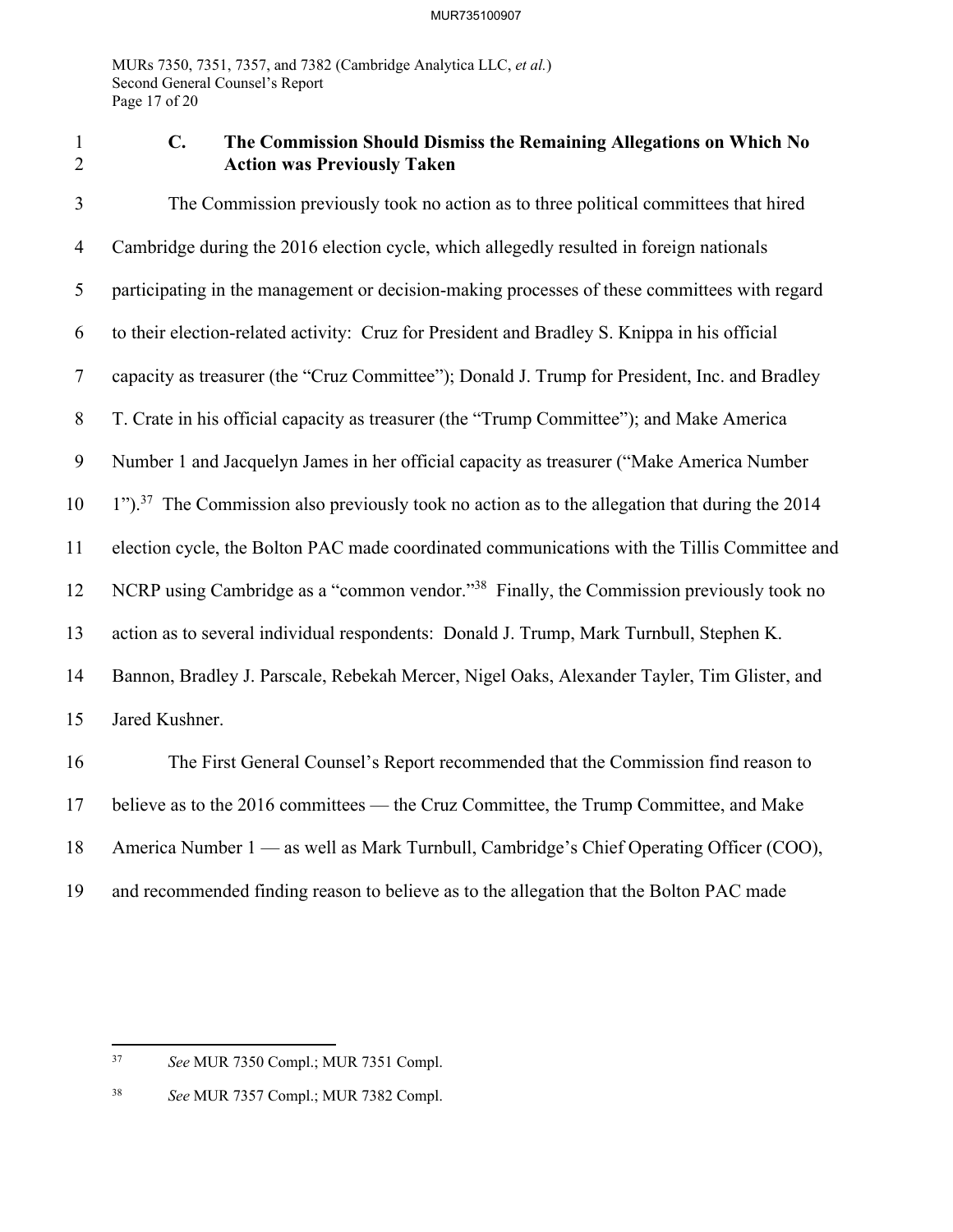### C. The Commission Should Dismiss the Remaining Allegations on Which No Action was Previously Taken

The Commission previously took no action as to three political committees that hired Cambridge during the 2016 election cycle, which allegedly resulted in foreign nationals participating in the management or decision-making processes of these committees with regard to their election-related activity: Cruz for President and Bradley S. Knippa in his official capacity as treasurer (the "Cruz Committee"); Donald J. Trump for President, Inc. and Bradley T. Crate in his official capacity as treasurer (the "Trump Committee"); and Make America Number 1 and Jacquelyn James in her official capacity as treasurer ("Make America Number 1").[37] The Commission also previously took no action as to the allegation that during the 2014 election cycle, the Bolton PAC made coordinated communications with the Tillis Committee and NCRP using Cambridge as a "common vendor."[38] Finally, the Commission previously took no action as to several individual respondents: Donald J. Trump, Mark Turnbull, Stephen K. Bannon, Bradley J. Parscale, Rebekah Mercer, Nigel Oaks, Alexander Tayler, Tim Glister, and Jared Kushner.

The First General Counsel's Report recommended that the Commission find reason to believe as to the 2016 committees — the Cruz Committee, the Trump Committee, and Make America Number 1 — as well as Mark Turnbull, Cambridge's Chief Operating Officer (COO), and recommended finding reason to believe as to the allegation that the Bolton PAC made

---

[37] *See* MUR 7350 Compl.; MUR 7351 Compl.

[38] *See* MUR 7357 Compl.; MUR 7382 Compl.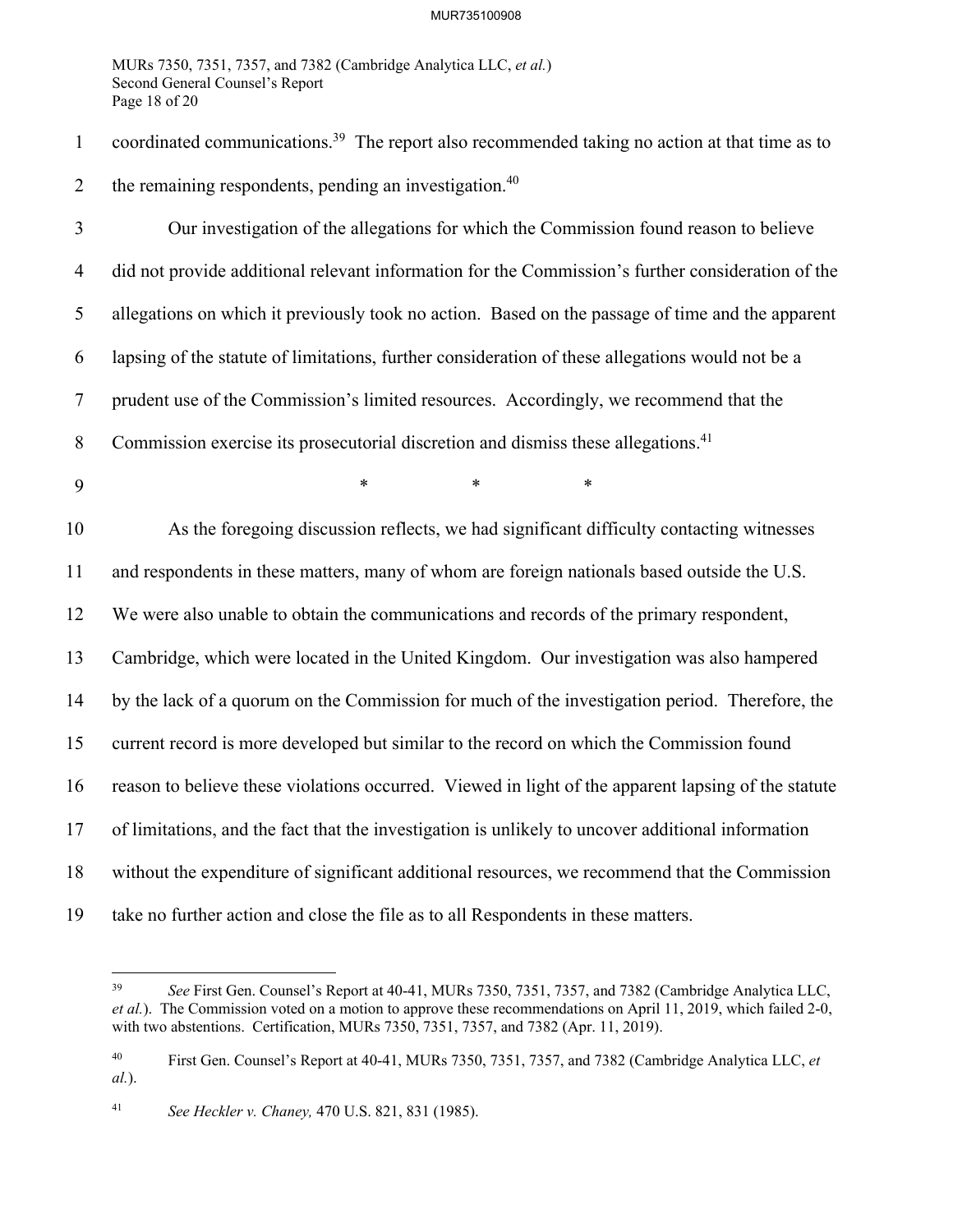coordinated communications.[39] The report also recommended taking no action at that time as to the remaining respondents, pending an investigation.[40]

Our investigation of the allegations for which the Commission found reason to believe did not provide additional relevant information for the Commission's further consideration of the allegations on which it previously took no action. Based on the passage of time and the apparent lapsing of the statute of limitations, further consideration of these allegations would not be a prudent use of the Commission's limited resources. Accordingly, we recommend that the Commission exercise its prosecutorial discretion and dismiss these allegations.[41]

\* \* \*

As the foregoing discussion reflects, we had significant difficulty contacting witnesses and respondents in these matters, many of whom are foreign nationals based outside the U.S. We were also unable to obtain the communications and records of the primary respondent, Cambridge, which were located in the United Kingdom. Our investigation was also hampered by the lack of a quorum on the Commission for much of the investigation period. Therefore, the current record is more developed but similar to the record on which the Commission found reason to believe these violations occurred. Viewed in light of the apparent lapsing of the statute of limitations, and the fact that the investigation is unlikely to uncover additional information without the expenditure of significant additional resources, we recommend that the Commission take no further action and close the file as to all Respondents in these matters.

---

[39] *See* First Gen. Counsel's Report at 40-41, MURs 7350, 7351, 7357, and 7382 (Cambridge Analytica LLC, *et al.*). The Commission voted on a motion to approve these recommendations on April 11, 2019, which failed 2-0, with two abstentions. Certification, MURs 7350, 7351, 7357, and 7382 (Apr. 11, 2019).

[40] First Gen. Counsel's Report at 40-41, MURs 7350, 7351, 7357, and 7382 (Cambridge Analytica LLC, *et al.*).

[41] *See Heckler v. Chaney,* 470 U.S. 821, 831 (1985).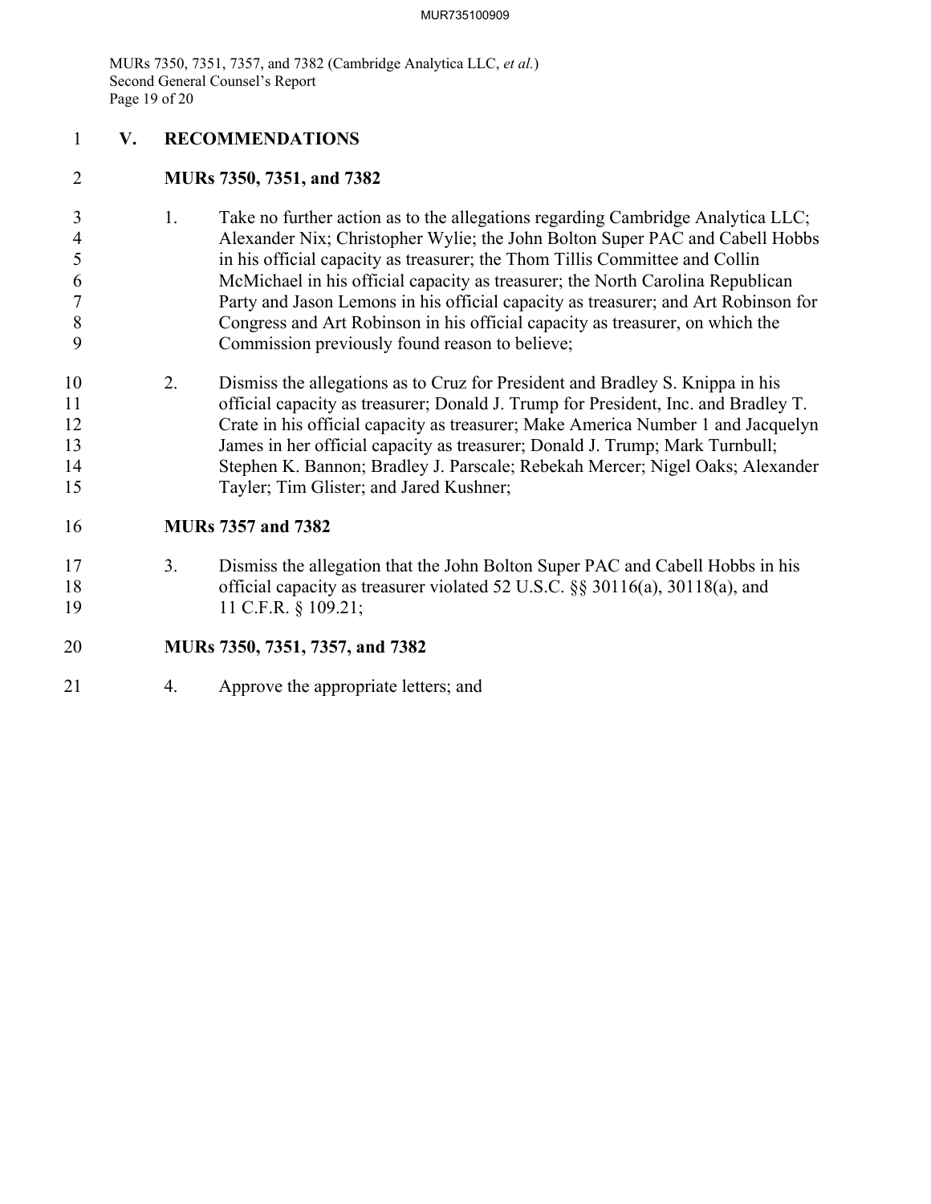## V. RECOMMENDATIONS

### MURs 7350, 7351, and 7382

1. Take no further action as to the allegations regarding Cambridge Analytica LLC; Alexander Nix; Christopher Wylie; the John Bolton Super PAC and Cabell Hobbs in his official capacity as treasurer; the Thom Tillis Committee and Collin McMichael in his official capacity as treasurer; the North Carolina Republican Party and Jason Lemons in his official capacity as treasurer; and Art Robinson for Congress and Art Robinson in his official capacity as treasurer, on which the Commission previously found reason to believe;

2. Dismiss the allegations as to Cruz for President and Bradley S. Knippa in his official capacity as treasurer; Donald J. Trump for President, Inc. and Bradley T. Crate in his official capacity as treasurer; Make America Number 1 and Jacquelyn James in her official capacity as treasurer; Donald J. Trump; Mark Turnbull; Stephen K. Bannon; Bradley J. Parscale; Rebekah Mercer; Nigel Oaks; Alexander Tayler; Tim Glister; and Jared Kushner;

### MURs 7357 and 7382

3. Dismiss the allegation that the John Bolton Super PAC and Cabell Hobbs in his official capacity as treasurer violated 52 U.S.C. §§ 30116(a), 30118(a), and 11 C.F.R. § 109.21;

### MURs 7350, 7351, 7357, and 7382

4. Approve the appropriate letters; and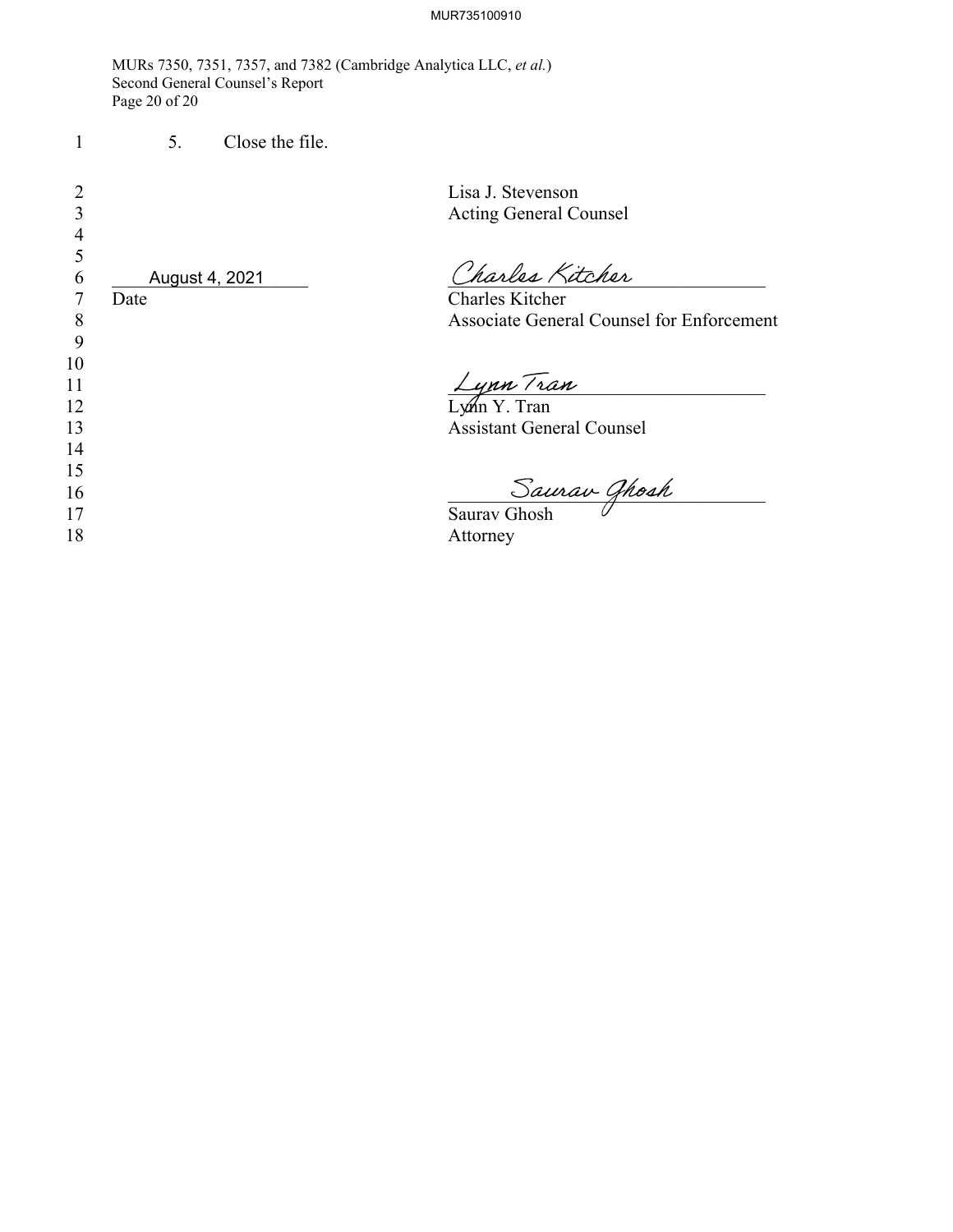5. Close the file.

Lisa J. Stevenson
Acting General Counsel

August 4, 2021
Date

Charles Kitcher
Charles Kitcher
Associate General Counsel for Enforcement

Lynn Tran
Lynn Y. Tran
Assistant General Counsel

Saurav Ghosh
Saurav Ghosh
Attorney